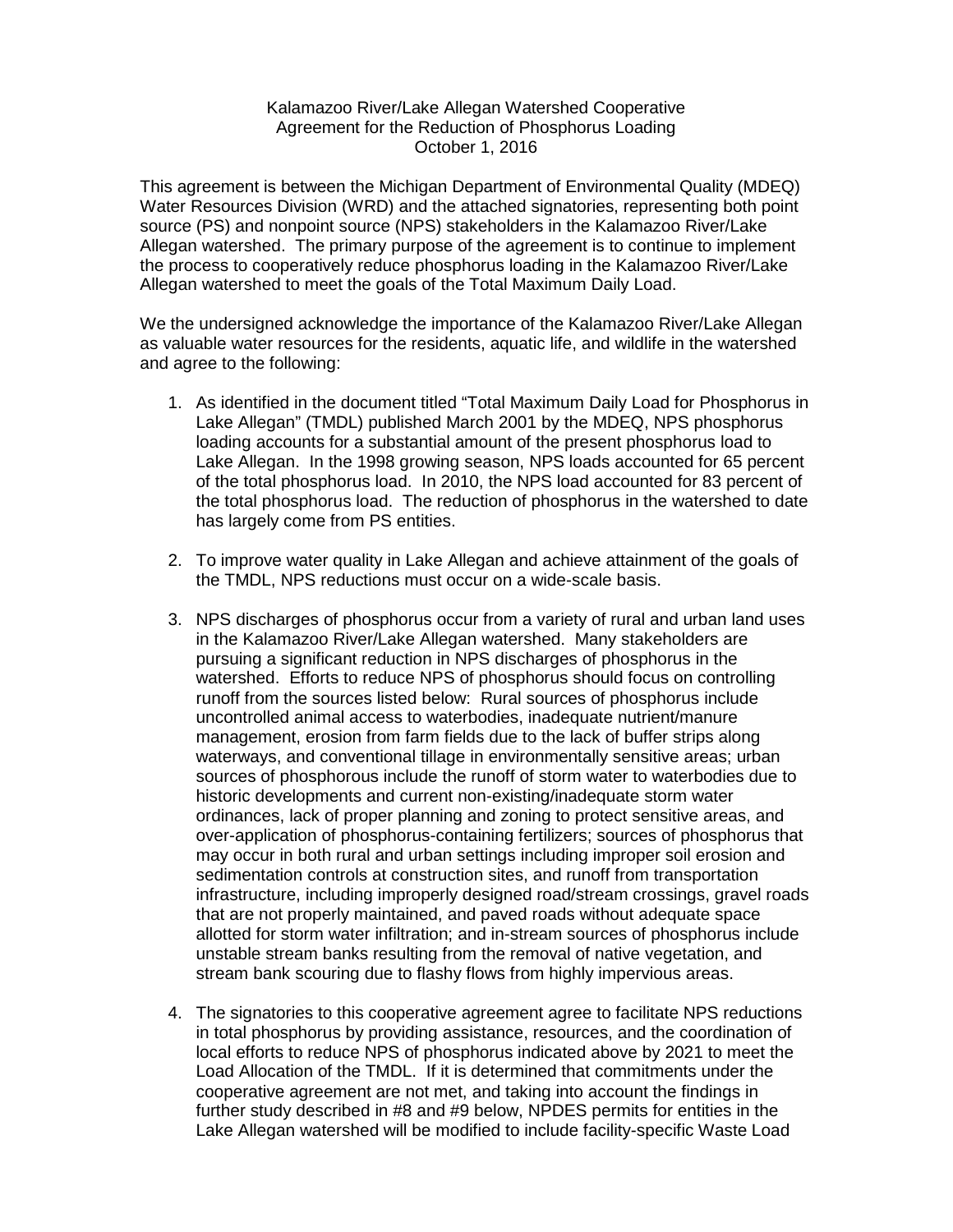Kalamazoo River/Lake Allegan Watershed Cooperative
Agreement for the Reduction of Phosphorus Loading
October 1, 2016

This agreement is between the Michigan Department of Environmental Quality (MDEQ) Water Resources Division (WRD) and the attached signatories, representing both point source (PS) and nonpoint source (NPS) stakeholders in the Kalamazoo River/Lake Allegan watershed. The primary purpose of the agreement is to continue to implement the process to cooperatively reduce phosphorus loading in the Kalamazoo River/Lake Allegan watershed to meet the goals of the Total Maximum Daily Load.

We the undersigned acknowledge the importance of the Kalamazoo River/Lake Allegan as valuable water resources for the residents, aquatic life, and wildlife in the watershed and agree to the following:

1. As identified in the document titled "Total Maximum Daily Load for Phosphorus in Lake Allegan" (TMDL) published March 2001 by the MDEQ, NPS phosphorus loading accounts for a substantial amount of the present phosphorus load to Lake Allegan. In the 1998 growing season, NPS loads accounted for 65 percent of the total phosphorus load. In 2010, the NPS load accounted for 83 percent of the total phosphorus load. The reduction of phosphorus in the watershed to date has largely come from PS entities.

2. To improve water quality in Lake Allegan and achieve attainment of the goals of the TMDL, NPS reductions must occur on a wide-scale basis.

3. NPS discharges of phosphorus occur from a variety of rural and urban land uses in the Kalamazoo River/Lake Allegan watershed. Many stakeholders are pursuing a significant reduction in NPS discharges of phosphorus in the watershed. Efforts to reduce NPS of phosphorus should focus on controlling runoff from the sources listed below: Rural sources of phosphorus include uncontrolled animal access to waterbodies, inadequate nutrient/manure management, erosion from farm fields due to the lack of buffer strips along waterways, and conventional tillage in environmentally sensitive areas; urban sources of phosphorous include the runoff of storm water to waterbodies due to historic developments and current non-existing/inadequate storm water ordinances, lack of proper planning and zoning to protect sensitive areas, and over-application of phosphorus-containing fertilizers; sources of phosphorus that may occur in both rural and urban settings including improper soil erosion and sedimentation controls at construction sites, and runoff from transportation infrastructure, including improperly designed road/stream crossings, gravel roads that are not properly maintained, and paved roads without adequate space allotted for storm water infiltration; and in-stream sources of phosphorus include unstable stream banks resulting from the removal of native vegetation, and stream bank scouring due to flashy flows from highly impervious areas.

4. The signatories to this cooperative agreement agree to facilitate NPS reductions in total phosphorus by providing assistance, resources, and the coordination of local efforts to reduce NPS of phosphorus indicated above by 2021 to meet the Load Allocation of the TMDL. If it is determined that commitments under the cooperative agreement are not met, and taking into account the findings in further study described in #8 and #9 below, NPDES permits for entities in the Lake Allegan watershed will be modified to include facility-specific Waste Load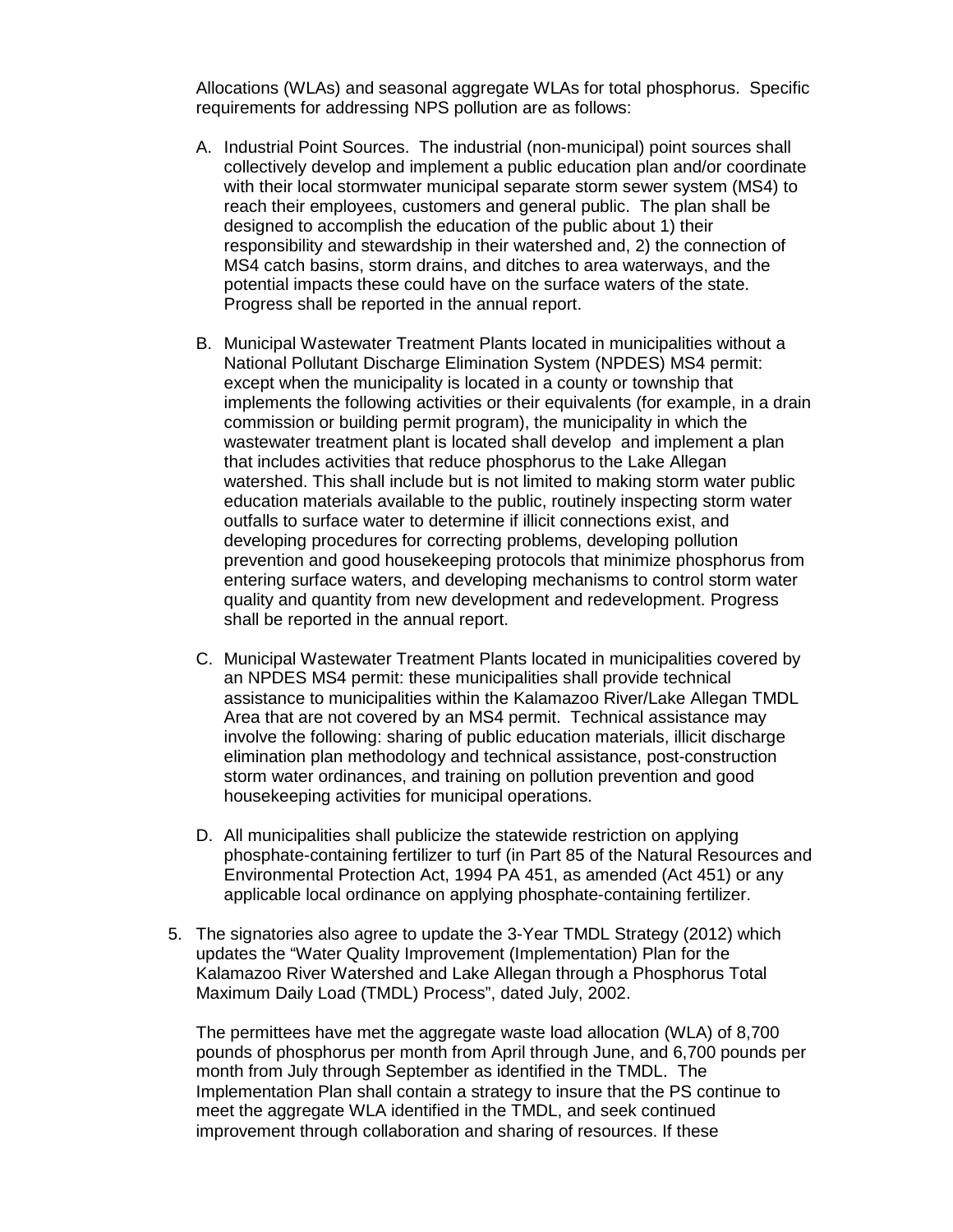Allocations (WLAs) and seasonal aggregate WLAs for total phosphorus. Specific requirements for addressing NPS pollution are as follows:

A. Industrial Point Sources. The industrial (non-municipal) point sources shall collectively develop and implement a public education plan and/or coordinate with their local stormwater municipal separate storm sewer system (MS4) to reach their employees, customers and general public. The plan shall be designed to accomplish the education of the public about 1) their responsibility and stewardship in their watershed and, 2) the connection of MS4 catch basins, storm drains, and ditches to area waterways, and the potential impacts these could have on the surface waters of the state. Progress shall be reported in the annual report.

B. Municipal Wastewater Treatment Plants located in municipalities without a National Pollutant Discharge Elimination System (NPDES) MS4 permit: except when the municipality is located in a county or township that implements the following activities or their equivalents (for example, in a drain commission or building permit program), the municipality in which the wastewater treatment plant is located shall develop and implement a plan that includes activities that reduce phosphorus to the Lake Allegan watershed. This shall include but is not limited to making storm water public education materials available to the public, routinely inspecting storm water outfalls to surface water to determine if illicit connections exist, and developing procedures for correcting problems, developing pollution prevention and good housekeeping protocols that minimize phosphorus from entering surface waters, and developing mechanisms to control storm water quality and quantity from new development and redevelopment. Progress shall be reported in the annual report.

C. Municipal Wastewater Treatment Plants located in municipalities covered by an NPDES MS4 permit: these municipalities shall provide technical assistance to municipalities within the Kalamazoo River/Lake Allegan TMDL Area that are not covered by an MS4 permit. Technical assistance may involve the following: sharing of public education materials, illicit discharge elimination plan methodology and technical assistance, post-construction storm water ordinances, and training on pollution prevention and good housekeeping activities for municipal operations.

D. All municipalities shall publicize the statewide restriction on applying phosphate-containing fertilizer to turf (in Part 85 of the Natural Resources and Environmental Protection Act, 1994 PA 451, as amended (Act 451) or any applicable local ordinance on applying phosphate-containing fertilizer.

5. The signatories also agree to update the 3-Year TMDL Strategy (2012) which updates the "Water Quality Improvement (Implementation) Plan for the Kalamazoo River Watershed and Lake Allegan through a Phosphorus Total Maximum Daily Load (TMDL) Process", dated July, 2002.

   The permittees have met the aggregate waste load allocation (WLA) of 8,700 pounds of phosphorus per month from April through June, and 6,700 pounds per month from July through September as identified in the TMDL. The Implementation Plan shall contain a strategy to insure that the PS continue to meet the aggregate WLA identified in the TMDL, and seek continued improvement through collaboration and sharing of resources. If these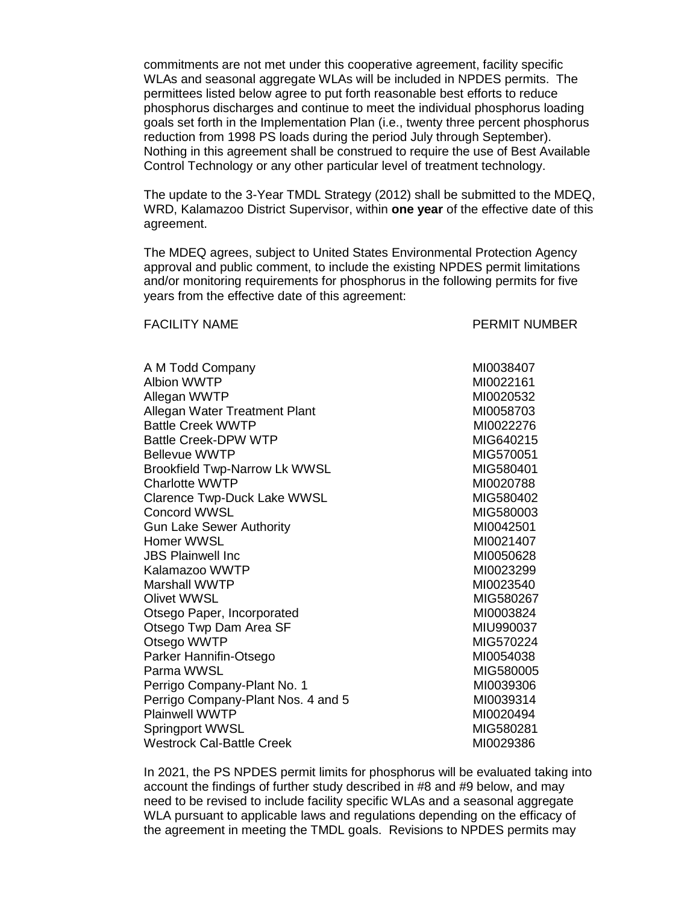commitments are not met under this cooperative agreement, facility specific WLAs and seasonal aggregate WLAs will be included in NPDES permits. The permittees listed below agree to put forth reasonable best efforts to reduce phosphorus discharges and continue to meet the individual phosphorus loading goals set forth in the Implementation Plan (i.e., twenty three percent phosphorus reduction from 1998 PS loads during the period July through September). Nothing in this agreement shall be construed to require the use of Best Available Control Technology or any other particular level of treatment technology.

The update to the 3-Year TMDL Strategy (2012) shall be submitted to the MDEQ, WRD, Kalamazoo District Supervisor, within **one year** of the effective date of this agreement.

The MDEQ agrees, subject to United States Environmental Protection Agency approval and public comment, to include the existing NPDES permit limitations and/or monitoring requirements for phosphorus in the following permits for five years from the effective date of this agreement:

| FACILITY NAME | PERMIT NUMBER |
|---|---|
| A M Todd Company | MI0038407 |
| Albion WWTP | MI0022161 |
| Allegan WWTP | MI0020532 |
| Allegan Water Treatment Plant | MI0058703 |
| Battle Creek WWTP | MI0022276 |
| Battle Creek-DPW WTP | MIG640215 |
| Bellevue WWTP | MIG570051 |
| Brookfield Twp-Narrow Lk WWSL | MIG580401 |
| Charlotte WWTP | MI0020788 |
| Clarence Twp-Duck Lake WWSL | MIG580402 |
| Concord WWSL | MIG580003 |
| Gun Lake Sewer Authority | MI0042501 |
| Homer WWSL | MI0021407 |
| JBS Plainwell Inc | MI0050628 |
| Kalamazoo WWTP | MI0023299 |
| Marshall WWTP | MI0023540 |
| Olivet WWSL | MIG580267 |
| Otsego Paper, Incorporated | MI0003824 |
| Otsego Twp Dam Area SF | MIU990037 |
| Otsego WWTP | MIG570224 |
| Parker Hannifin-Otsego | MI0054038 |
| Parma WWSL | MIG580005 |
| Perrigo Company-Plant No. 1 | MI0039306 |
| Perrigo Company-Plant Nos. 4 and 5 | MI0039314 |
| Plainwell WWTP | MI0020494 |
| Springport WWSL | MIG580281 |
| Westrock Cal-Battle Creek | MI0029386 |

In 2021, the PS NPDES permit limits for phosphorus will be evaluated taking into account the findings of further study described in #8 and #9 below, and may need to be revised to include facility specific WLAs and a seasonal aggregate WLA pursuant to applicable laws and regulations depending on the efficacy of the agreement in meeting the TMDL goals. Revisions to NPDES permits may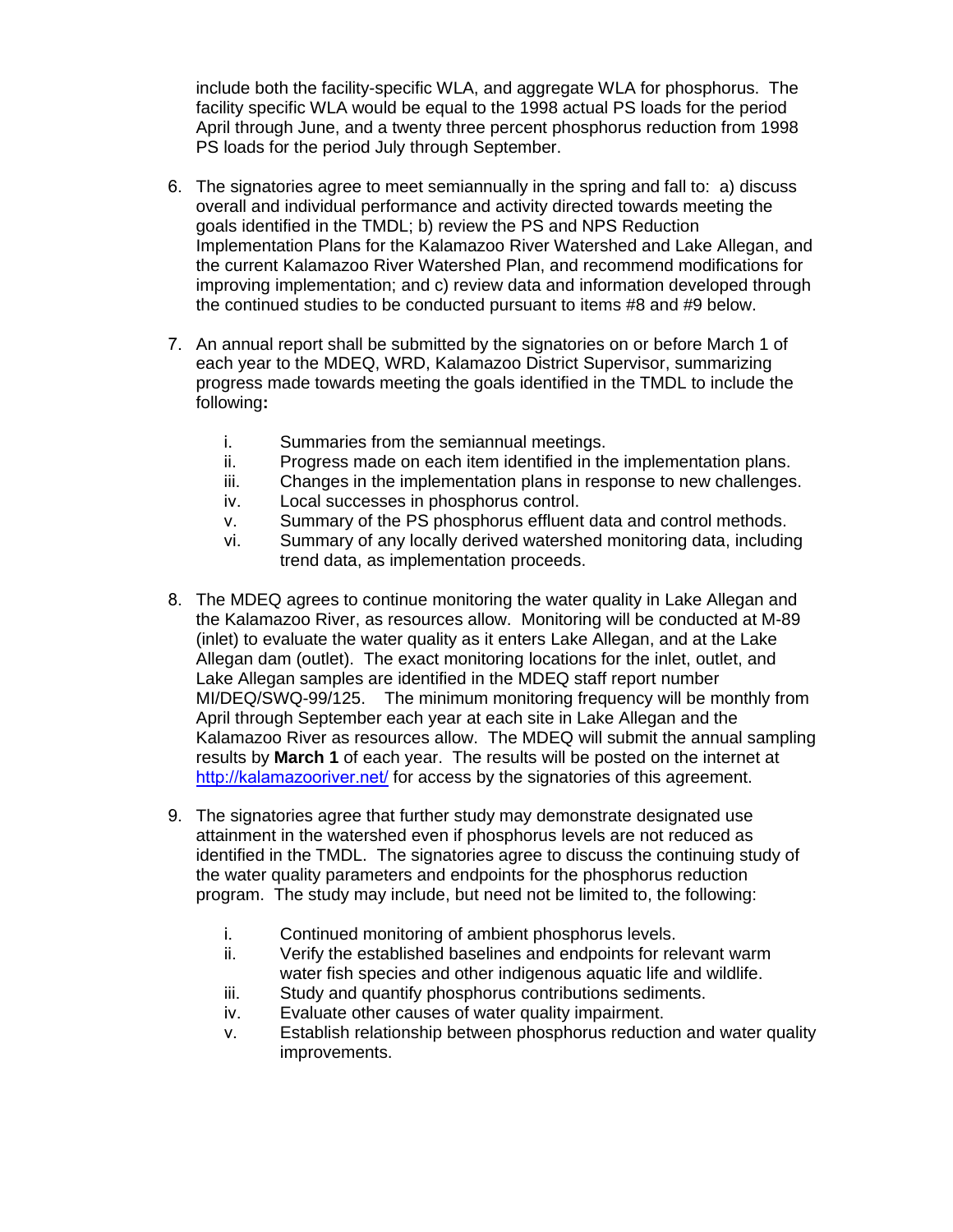include both the facility-specific WLA, and aggregate WLA for phosphorus. The facility specific WLA would be equal to the 1998 actual PS loads for the period April through June, and a twenty three percent phosphorus reduction from 1998 PS loads for the period July through September.

6. The signatories agree to meet semiannually in the spring and fall to: a) discuss overall and individual performance and activity directed towards meeting the goals identified in the TMDL; b) review the PS and NPS Reduction Implementation Plans for the Kalamazoo River Watershed and Lake Allegan, and the current Kalamazoo River Watershed Plan, and recommend modifications for improving implementation; and c) review data and information developed through the continued studies to be conducted pursuant to items #8 and #9 below.

7. An annual report shall be submitted by the signatories on or before March 1 of each year to the MDEQ, WRD, Kalamazoo District Supervisor, summarizing progress made towards meeting the goals identified in the TMDL to include the following**:**

   i. Summaries from the semiannual meetings.
   ii. Progress made on each item identified in the implementation plans.
   iii. Changes in the implementation plans in response to new challenges.
   iv. Local successes in phosphorus control.
   v. Summary of the PS phosphorus effluent data and control methods.
   vi. Summary of any locally derived watershed monitoring data, including trend data, as implementation proceeds.

8. The MDEQ agrees to continue monitoring the water quality in Lake Allegan and the Kalamazoo River, as resources allow. Monitoring will be conducted at M-89 (inlet) to evaluate the water quality as it enters Lake Allegan, and at the Lake Allegan dam (outlet). The exact monitoring locations for the inlet, outlet, and Lake Allegan samples are identified in the MDEQ staff report number MI/DEQ/SWQ-99/125. The minimum monitoring frequency will be monthly from April through September each year at each site in Lake Allegan and the Kalamazoo River as resources allow. The MDEQ will submit the annual sampling results by **March 1** of each year. The results will be posted on the internet at [http://kalamazooriver.net/](http://kalamazooriver.net/) for access by the signatories of this agreement.

9. The signatories agree that further study may demonstrate designated use attainment in the watershed even if phosphorus levels are not reduced as identified in the TMDL. The signatories agree to discuss the continuing study of the water quality parameters and endpoints for the phosphorus reduction program. The study may include, but need not be limited to, the following:

   i. Continued monitoring of ambient phosphorus levels.
   ii. Verify the established baselines and endpoints for relevant warm water fish species and other indigenous aquatic life and wildlife.
   iii. Study and quantify phosphorus contributions sediments.
   iv. Evaluate other causes of water quality impairment.
   v. Establish relationship between phosphorus reduction and water quality improvements.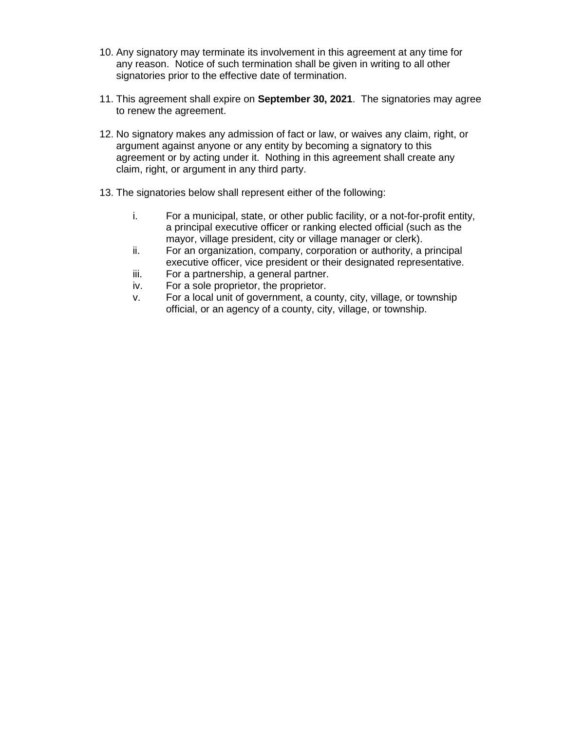10. Any signatory may terminate its involvement in this agreement at any time for any reason. Notice of such termination shall be given in writing to all other signatories prior to the effective date of termination.

11. This agreement shall expire on **September 30, 2021**. The signatories may agree to renew the agreement.

12. No signatory makes any admission of fact or law, or waives any claim, right, or argument against anyone or any entity by becoming a signatory to this agreement or by acting under it. Nothing in this agreement shall create any claim, right, or argument in any third party.

13. The signatories below shall represent either of the following:

    i. For a municipal, state, or other public facility, or a not-for-profit entity, a principal executive officer or ranking elected official (such as the mayor, village president, city or village manager or clerk).
    ii. For an organization, company, corporation or authority, a principal executive officer, vice president or their designated representative.
    iii. For a partnership, a general partner.
    iv. For a sole proprietor, the proprietor.
    v. For a local unit of government, a county, city, village, or township official, or an agency of a county, city, village, or township.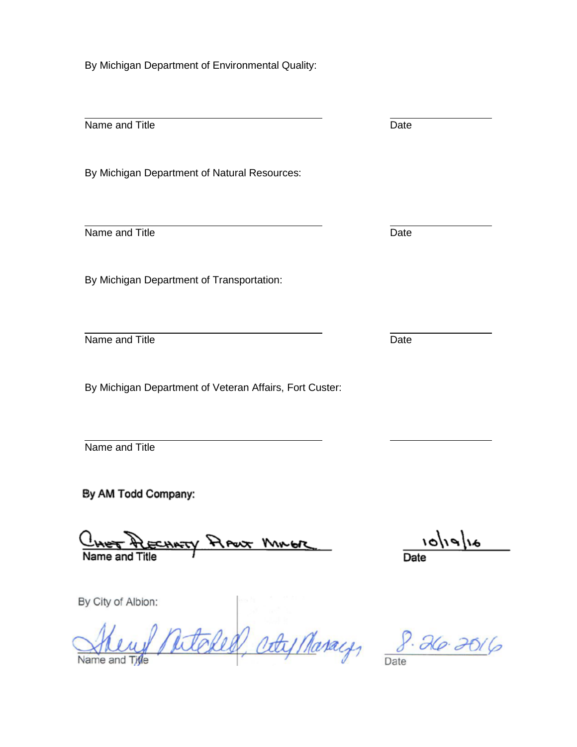By Michigan Department of Environmental Quality:

\_\_\_\_\_\_\_\_\_\_\_\_\_\_\_\_\_\_\_\_\_\_\_\_\_\_\_\_\_\_\_\_\_\_\_\_\_\_\_\_ \_\_\_\_\_\_\_\_\_\_\_\_\_\_\_\_
Name and Title Date

By Michigan Department of Natural Resources:

\_\_\_\_\_\_\_\_\_\_\_\_\_\_\_\_\_\_\_\_\_\_\_\_\_\_\_\_\_\_\_\_\_\_\_\_\_\_\_\_ \_\_\_\_\_\_\_\_\_\_\_\_\_\_\_\_
Name and Title Date

By Michigan Department of Transportation:

\_\_\_\_\_\_\_\_\_\_\_\_\_\_\_\_\_\_\_\_\_\_\_\_\_\_\_\_\_\_\_\_\_\_\_\_\_\_\_\_ \_\_\_\_\_\_\_\_\_\_\_\_\_\_\_\_
Name and Title Date

By Michigan Department of Veteran Affairs, Fort Custer:

\_\_\_\_\_\_\_\_\_\_\_\_\_\_\_\_\_\_\_\_\_\_\_\_\_\_\_\_\_\_\_\_\_\_\_\_\_\_\_\_ \_\_\_\_\_\_\_\_\_\_\_\_\_\_\_\_
Name and Title

**By AM Todd Company:**

CHET RECHATY PLANT MNGR 10/19/16
**Name and Title** **Date**

By City of Albion:

Sheryl Mitchell, City Manager 8.26.2016
Name and Title Date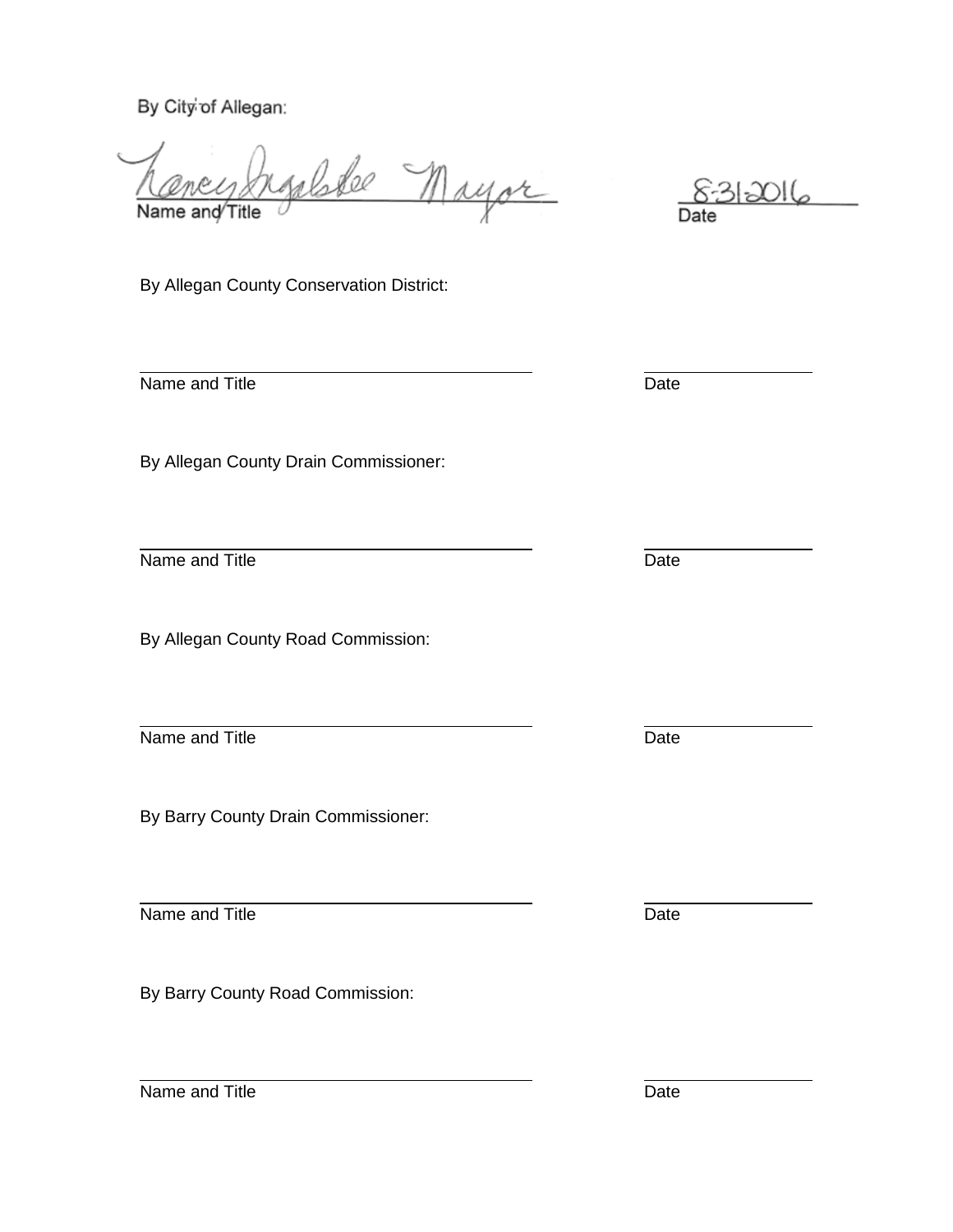By City of Allegan:

Nancy Ingalsbee Mayor
Name and Title

8-31-2016
Date

By Allegan County Conservation District:

Name and Title

Date

By Allegan County Drain Commissioner:

Name and Title

Date

By Allegan County Road Commission:

Name and Title

Date

By Barry County Drain Commissioner:

Name and Title

Date

By Barry County Road Commission:

Name and Title

Date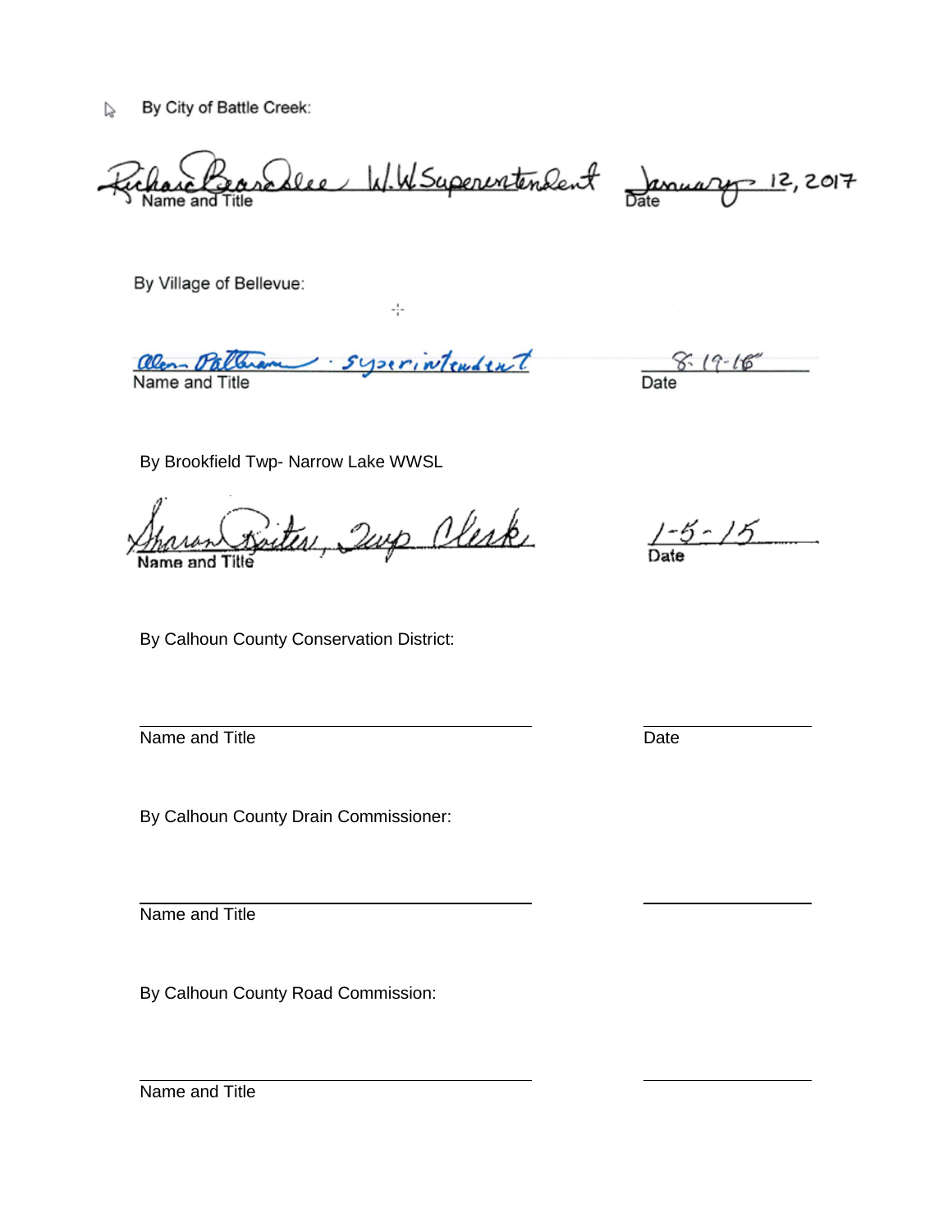By City of Battle Creek:

Richard Bearsdlee W.W Superintendent &nbsp;&nbsp;&nbsp;&nbsp;&nbsp;&nbsp;&nbsp;&nbsp; January 12, 2017
Name and Title &nbsp;&nbsp;&nbsp;&nbsp;&nbsp;&nbsp;&nbsp;&nbsp;&nbsp;&nbsp;&nbsp;&nbsp;&nbsp;&nbsp;&nbsp;&nbsp;&nbsp;&nbsp;&nbsp;&nbsp;&nbsp;&nbsp;&nbsp;&nbsp;&nbsp;&nbsp;&nbsp;&nbsp;&nbsp;&nbsp;&nbsp;&nbsp;&nbsp; Date

By Village of Bellevue:

Allen Pattison · superintendent &nbsp;&nbsp;&nbsp;&nbsp;&nbsp;&nbsp;&nbsp;&nbsp;&nbsp;&nbsp;&nbsp;&nbsp;&nbsp;&nbsp;&nbsp;&nbsp; 8-19-16
Name and Title &nbsp;&nbsp;&nbsp;&nbsp;&nbsp;&nbsp;&nbsp;&nbsp;&nbsp;&nbsp;&nbsp;&nbsp;&nbsp;&nbsp;&nbsp;&nbsp;&nbsp;&nbsp;&nbsp;&nbsp;&nbsp;&nbsp;&nbsp;&nbsp;&nbsp;&nbsp;&nbsp;&nbsp;&nbsp;&nbsp;&nbsp;&nbsp;&nbsp; Date

By Brookfield Twp- Narrow Lake WWSL

Sharon Reiter, Twp Clerk &nbsp;&nbsp;&nbsp;&nbsp;&nbsp;&nbsp;&nbsp;&nbsp;&nbsp;&nbsp;&nbsp;&nbsp;&nbsp;&nbsp;&nbsp;&nbsp;&nbsp;&nbsp;&nbsp;&nbsp;&nbsp;&nbsp;&nbsp;&nbsp; 1-5-15
Name and Title &nbsp;&nbsp;&nbsp;&nbsp;&nbsp;&nbsp;&nbsp;&nbsp;&nbsp;&nbsp;&nbsp;&nbsp;&nbsp;&nbsp;&nbsp;&nbsp;&nbsp;&nbsp;&nbsp;&nbsp;&nbsp;&nbsp;&nbsp;&nbsp;&nbsp;&nbsp;&nbsp;&nbsp;&nbsp;&nbsp;&nbsp;&nbsp;&nbsp; Date

By Calhoun County Conservation District:

\_\_\_\_\_\_\_\_\_\_\_\_\_\_\_\_\_\_\_\_\_\_\_\_\_\_\_\_\_\_\_\_\_\_ &nbsp;&nbsp;&nbsp;&nbsp;&nbsp;&nbsp;&nbsp;&nbsp; \_\_\_\_\_\_\_\_\_\_\_\_\_\_
Name and Title &nbsp;&nbsp;&nbsp;&nbsp;&nbsp;&nbsp;&nbsp;&nbsp;&nbsp;&nbsp;&nbsp;&nbsp;&nbsp;&nbsp;&nbsp;&nbsp;&nbsp;&nbsp;&nbsp;&nbsp;&nbsp;&nbsp;&nbsp;&nbsp;&nbsp;&nbsp;&nbsp;&nbsp;&nbsp;&nbsp;&nbsp;&nbsp;&nbsp; Date

By Calhoun County Drain Commissioner:

\_\_\_\_\_\_\_\_\_\_\_\_\_\_\_\_\_\_\_\_\_\_\_\_\_\_\_\_\_\_\_\_\_\_ &nbsp;&nbsp;&nbsp;&nbsp;&nbsp;&nbsp;&nbsp;&nbsp; \_\_\_\_\_\_\_\_\_\_\_\_\_\_
Name and Title

By Calhoun County Road Commission:

\_\_\_\_\_\_\_\_\_\_\_\_\_\_\_\_\_\_\_\_\_\_\_\_\_\_\_\_\_\_\_\_\_\_ &nbsp;&nbsp;&nbsp;&nbsp;&nbsp;&nbsp;&nbsp;&nbsp; \_\_\_\_\_\_\_\_\_\_\_\_\_\_
Name and Title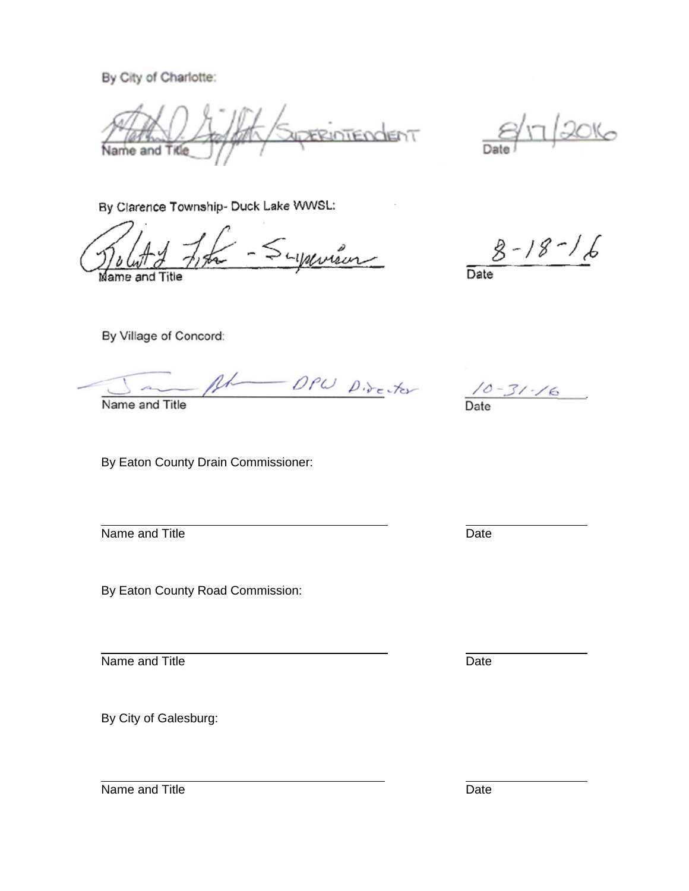By City of Charlotte:

[signature] / SUPERINTENDENT　　　　8/17/2016

Name and Title　　　　Date

By Clarence Township- Duck Lake WWSL:

[signature] - Supervisor　　　　8-18-16

Name and Title　　　　Date

By Village of Concord:

[signature] DPW Director　　　　10-31-16

Name and Title　　　　Date

By Eaton County Drain Commissioner:

Name and Title　　　　Date

By Eaton County Road Commission:

Name and Title　　　　Date

By City of Galesburg:

Name and Title　　　　Date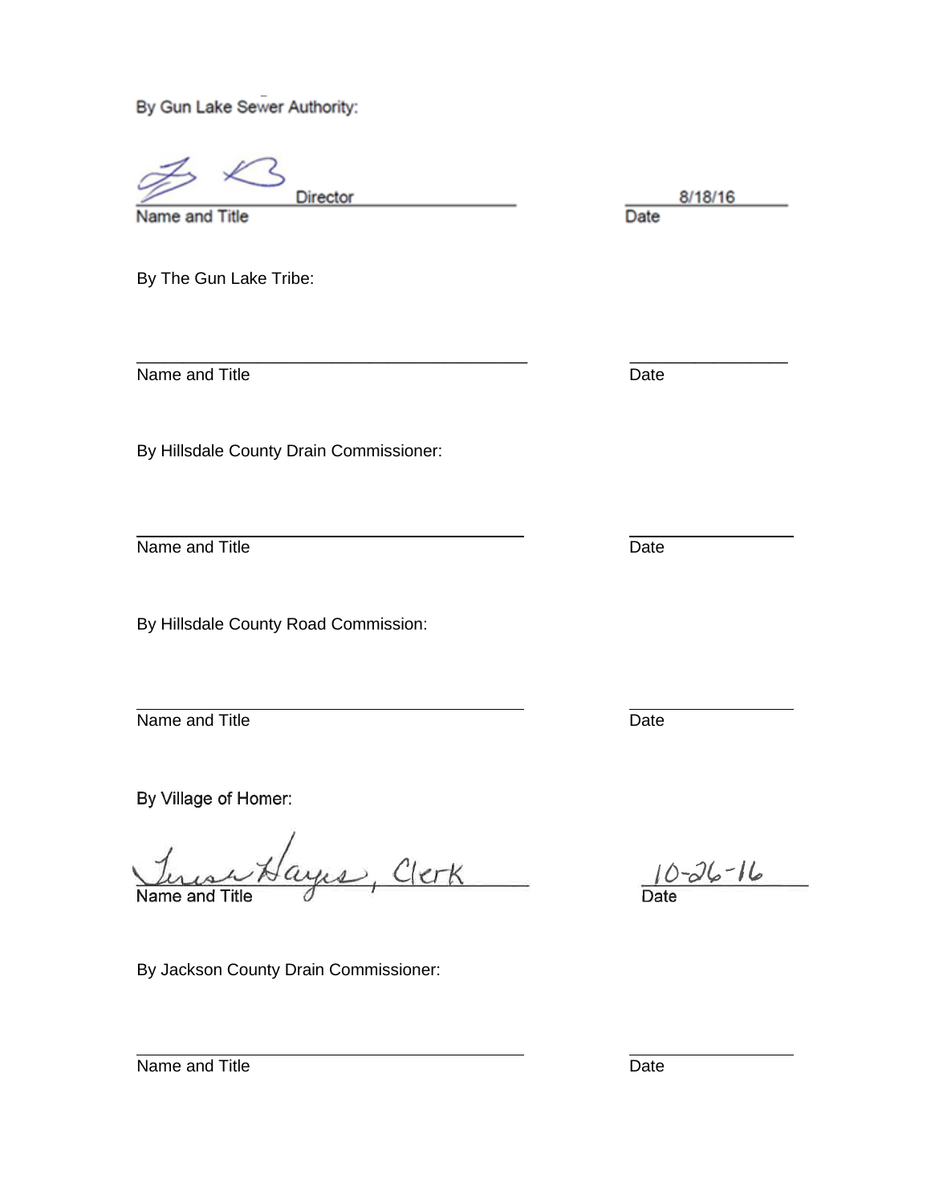By Gun Lake Sewer Authority:

_______________ Director _______________ 8/18/16

Name and Title Date

By The Gun Lake Tribe:

_________________________________________ _______________

Name and Title Date

By Hillsdale County Drain Commissioner:

_________________________________________ _______________

Name and Title Date

By Hillsdale County Road Commission:

_________________________________________ _______________

Name and Title Date

By Village of Homer:

Teresa Hayes, Clerk 10-26-16

Name and Title Date

By Jackson County Drain Commissioner:

_________________________________________ _______________

Name and Title Date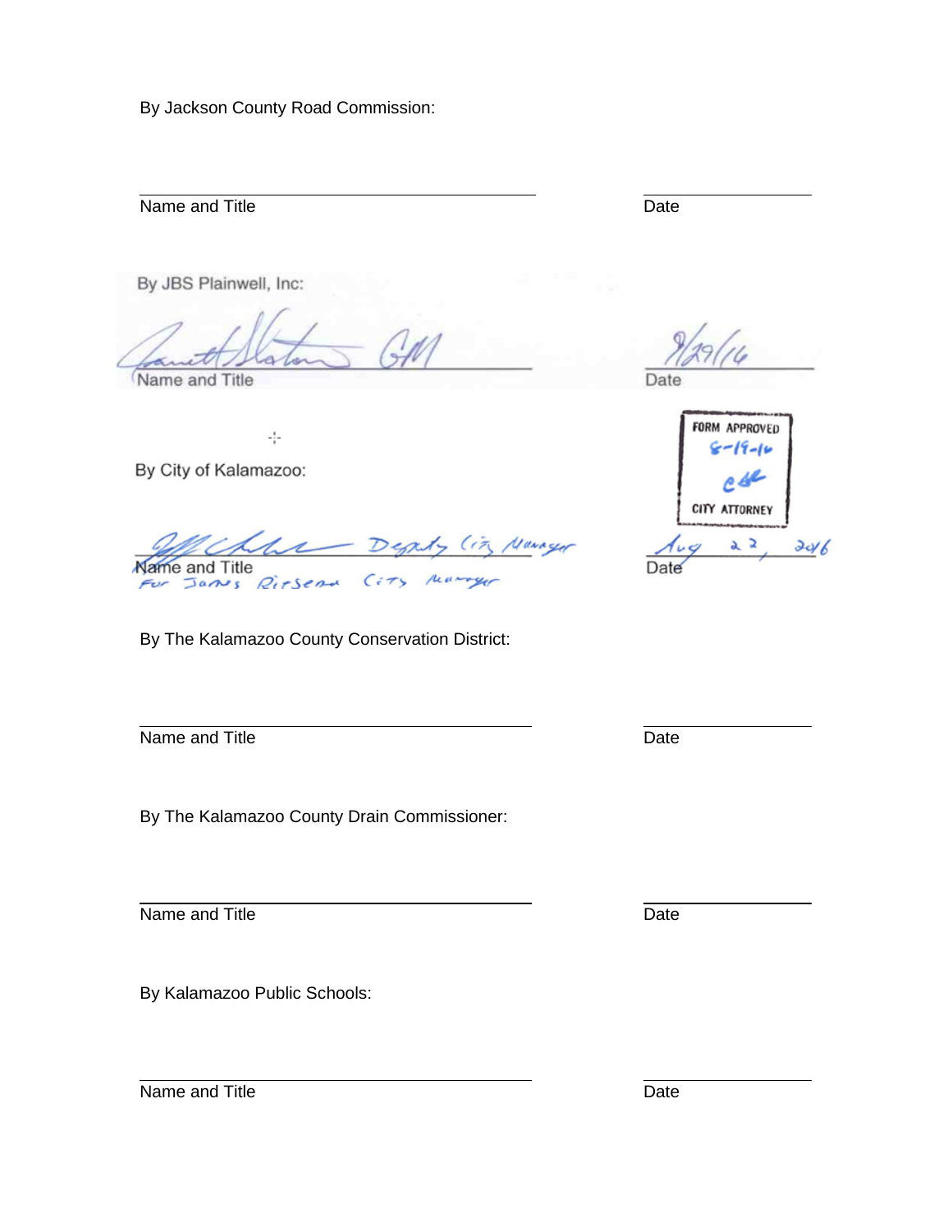By Jackson County Road Commission:

\_\_\_\_\_\_\_\_\_\_\_\_\_\_\_\_\_\_\_\_\_\_\_\_\_\_\_\_\_\_ \_\_\_\_\_\_\_\_\_\_\_\_\_\_\_\_
Name and Title Date

By JBS Plainwell, Inc:

Garrett Slaton GM 9/29/16
Name and Title Date

By City of Kalamazoo:

FORM APPROVED
8-19-16
CSC
CITY ATTORNEY

Jeff Chamberlain Deputy City Manager Aug 22, 2016
Name and Title Date
For James Ritsema City Manager

By The Kalamazoo County Conservation District:

\_\_\_\_\_\_\_\_\_\_\_\_\_\_\_\_\_\_\_\_\_\_\_\_\_\_\_\_\_\_ \_\_\_\_\_\_\_\_\_\_\_\_\_\_\_\_
Name and Title Date

By The Kalamazoo County Drain Commissioner:

\_\_\_\_\_\_\_\_\_\_\_\_\_\_\_\_\_\_\_\_\_\_\_\_\_\_\_\_\_\_ \_\_\_\_\_\_\_\_\_\_\_\_\_\_\_\_
Name and Title Date

By Kalamazoo Public Schools:

\_\_\_\_\_\_\_\_\_\_\_\_\_\_\_\_\_\_\_\_\_\_\_\_\_\_\_\_\_\_ \_\_\_\_\_\_\_\_\_\_\_\_\_\_\_\_
Name and Title Date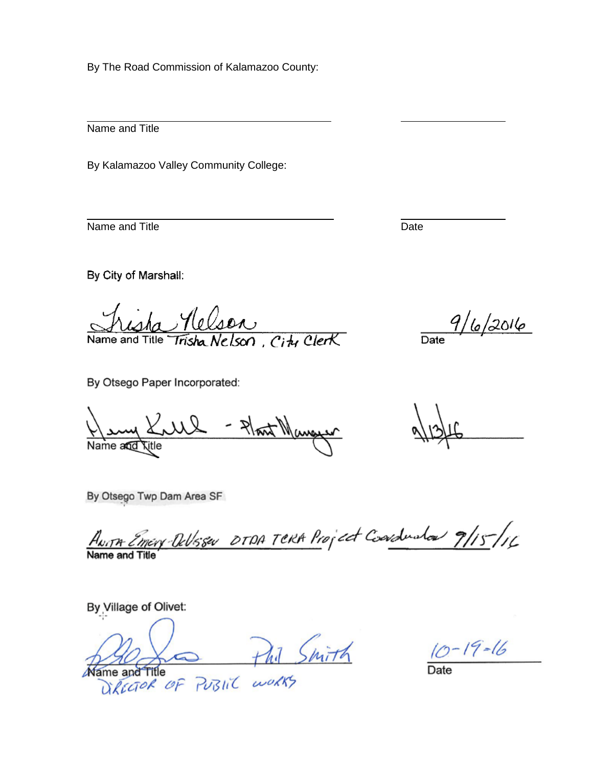By The Road Commission of Kalamazoo County:

______________________________ ______________

Name and Title

By Kalamazoo Valley Community College:

______________________________ ______________

Name and Title Date

By City of Marshall:

Trisha Nelson

Name and Title Trisha Nelson, City Clerk

9/6/2016

Date

By Otsego Paper Incorporated:

Henry Krull - Plant Manager

Name and Title

9/13/16

By Otsego Twp Dam Area SF

Anita Emery-DeVisser OTDA TCRA Project Coordinator 9/15/16

Name and Title

By Village of Olivet:

Phil Smith

Name and Title

DIRECTOR OF PUBLIC WORKS

10-19-16

Date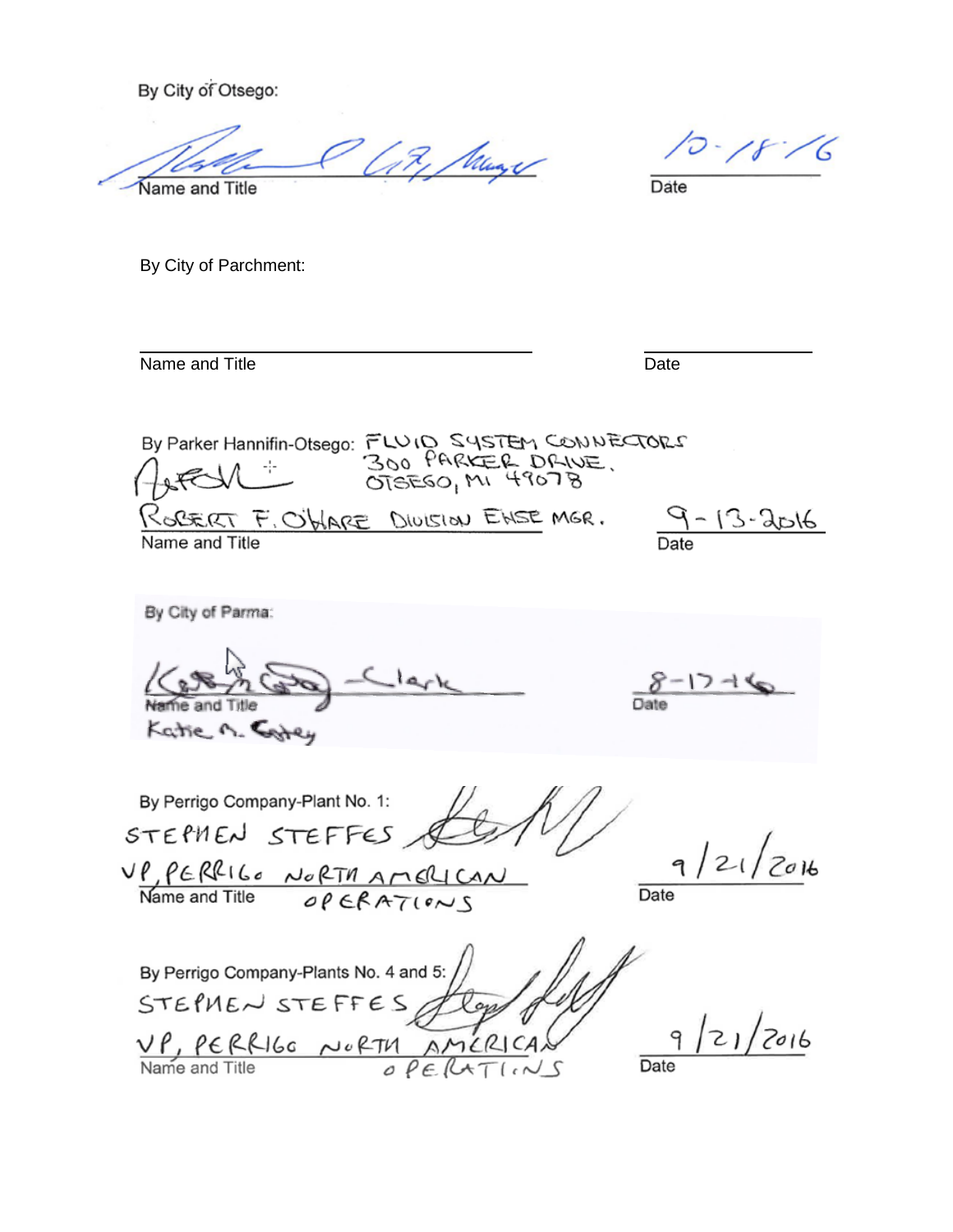By City of Otsego:

_______________________________ City Manager
Name and Title

10-18-16
Date

By City of Parchment:

_______________________________
Name and Title

_______________
Date

By Parker Hannifin-Otsego: FLUID SYSTEM CONNECTORS
300 PARKER DRIVE.
OTSEGO, MI 49078

ROBERT F. O'HARE DIVISION EHSE MGR.
Name and Title

9-13-2016
Date

By City of Parma:

_______________________________ Clerk
Name and Title
Katie M. Carey

8-17-16
Date

By Perrigo Company-Plant No. 1:
STEPHEN STEFFES
VP, PERRIGO NORTH AMERICAN OPERATIONS
Name and Title

9/21/2016
Date

By Perrigo Company-Plants No. 4 and 5:
STEPHEN STEFFES
VP, PERRIGO NORTH AMERICAN OPERATIONS
Name and Title

9/21/2016
Date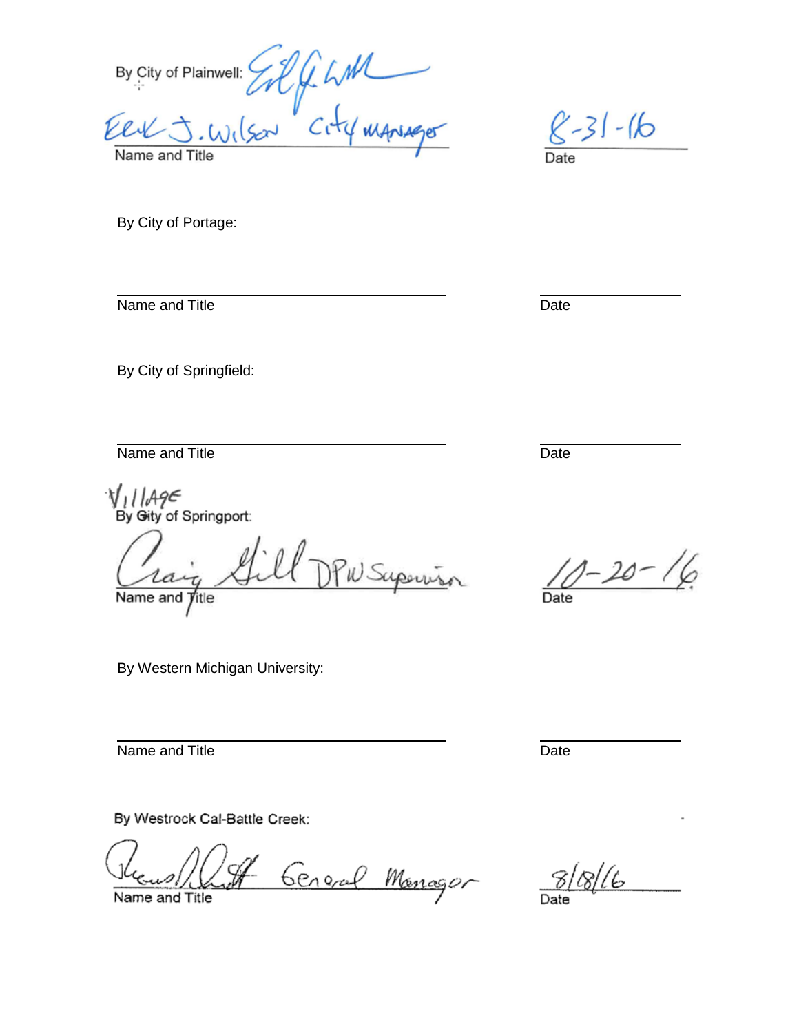By City of Plainwell: *[signature]*

Erik J. Wilson City Manager
Name and Title

8-31-16
Date

By City of Portage:

Name and Title

Date

By City of Springfield:

Name and Title

Date

Village
By ~~City~~ of Springport:

Craig Gill DPW Supervisor
Name and Title

10-20-16
Date

By Western Michigan University:

Name and Title

Date

By Westrock Cal-Battle Creek:

*[signature]* General Manager
Name and Title

8/8/16
Date